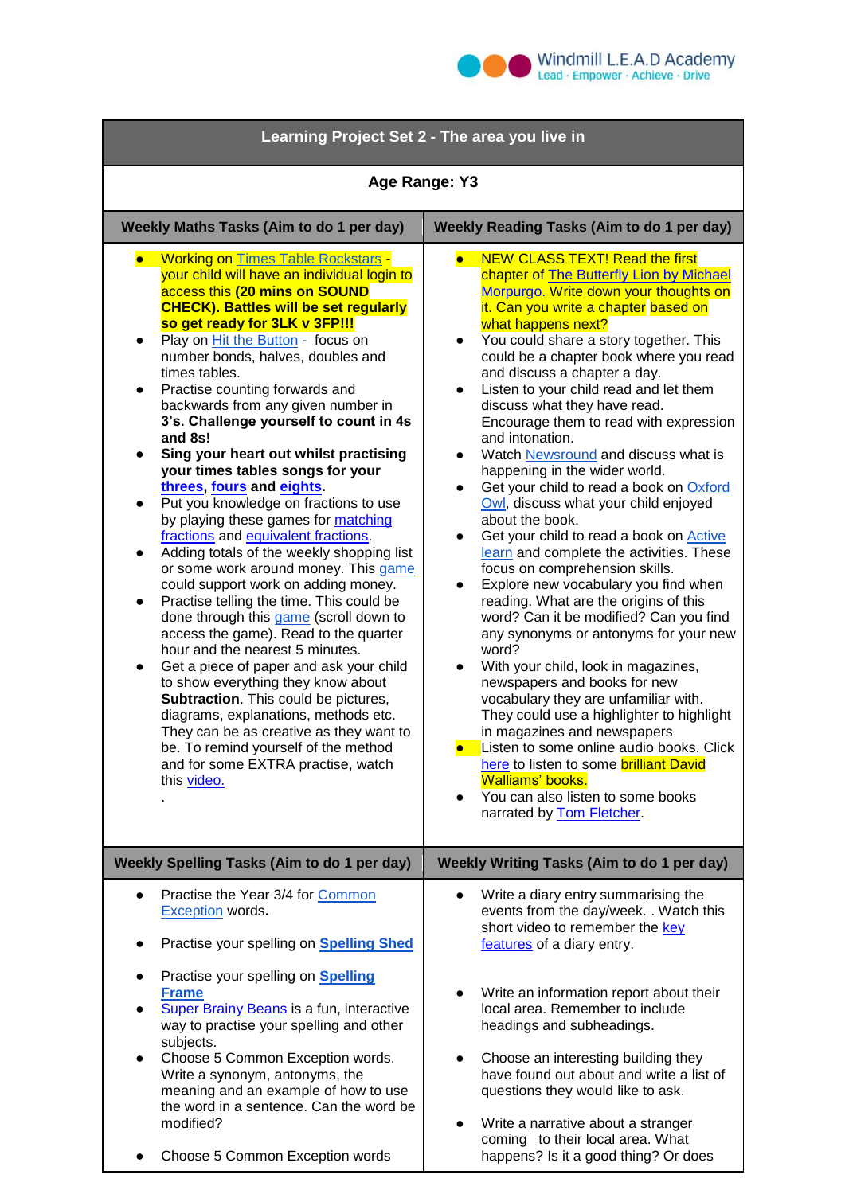Windmill L.E.A.D Academy
Lead · Empower · Achieve · Drive

# Learning Project Set 2 - The area you live in

**Age Range: Y3**

| Weekly Maths Tasks (Aim to do 1 per day) | Weekly Reading Tasks (Aim to do 1 per day) |
|---|---|
| • Working on Times Table Rockstars - your child will have an individual login to access this **(20 mins on SOUND CHECK). Battles will be set regularly so get ready for 3LK v 3FP!!!**<br>• Play on Hit the Button - focus on number bonds, halves, doubles and times tables.<br>• Practise counting forwards and backwards from any given number in **3's. Challenge yourself to count in 4s and 8s!**<br>• **Sing your heart out whilst practising your times tables songs for your threes, fours and eights.**<br>• Put you knowledge on fractions to use by playing these games for matching fractions and equivalent fractions.<br>• Adding totals of the weekly shopping list or some work around money. This game could support work on adding money.<br>• Practise telling the time. This could be done through this game (scroll down to access the game). Read to the quarter hour and the nearest 5 minutes.<br>• Get a piece of paper and ask your child to show everything they know about **Subtraction**. This could be pictures, diagrams, explanations, methods etc. They can be as creative as they want to be. To remind yourself of the method and for some EXTRA practise, watch this video.<br>. | • NEW CLASS TEXT! Read the first chapter of The Butterfly Lion by Michael Morpurgo. Write down your thoughts on it. Can you write a chapter based on what happens next?<br>• You could share a story together. This could be a chapter book where you read and discuss a chapter a day.<br>• Listen to your child read and let them discuss what they have read. Encourage them to read with expression and intonation.<br>• Watch Newsround and discuss what is happening in the wider world.<br>• Get your child to read a book on Oxford Owl, discuss what your child enjoyed about the book.<br>• Get your child to read a book on Active learn and complete the activities. These focus on comprehension skills.<br>• Explore new vocabulary you find when reading. What are the origins of this word? Can it be modified? Can you find any synonyms or antonyms for your new word?<br>• With your child, look in magazines, newspapers and books for new vocabulary they are unfamiliar with. They could use a highlighter to highlight in magazines and newspapers<br>• Listen to some online audio books. Click here to listen to some brilliant David Walliams' books.<br>• You can also listen to some books narrated by Tom Fletcher. |
| **Weekly Spelling Tasks (Aim to do 1 per day)** | **Weekly Writing Tasks (Aim to do 1 per day)** |
| • Practise the Year 3/4 for Common Exception words**.**<br>• Practise your spelling on **Spelling Shed**<br>• Practise your spelling on **Spelling Frame**<br>• Super Brainy Beans is a fun, interactive way to practise your spelling and other subjects.<br>• Choose 5 Common Exception words. Write a synonym, antonyms, the meaning and an example of how to use the word in a sentence. Can the word be modified?<br>• Choose 5 Common Exception words | • Write a diary entry summarising the events from the day/week. . Watch this short video to remember the key features of a diary entry.<br>• Write an information report about their local area. Remember to include headings and subheadings.<br>• Choose an interesting building they have found out about and write a list of questions they would like to ask.<br>• Write a narrative about a stranger coming to their local area. What happens? Is it a good thing? Or does |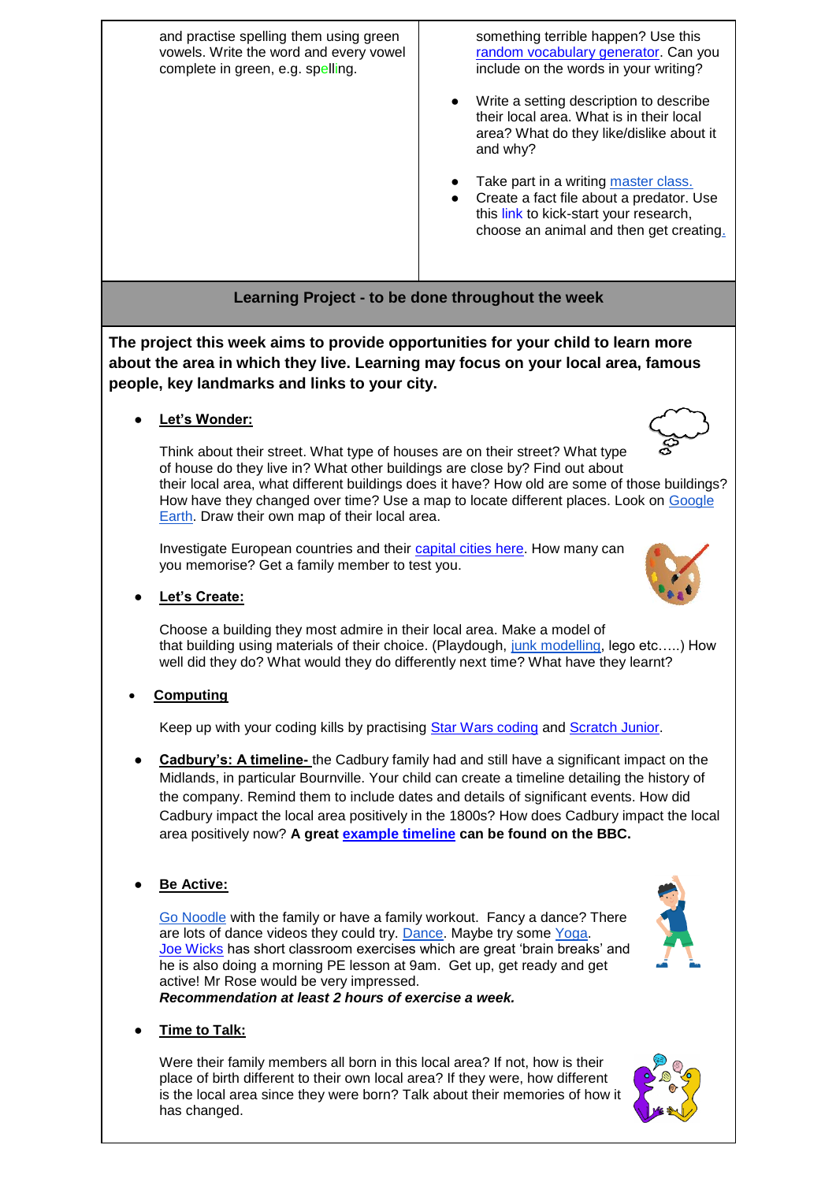| | |
|---|---|
| and practise spelling them using green vowels. Write the word and every vowel complete in green, e.g. spelling. | something terrible happen? Use this random vocabulary generator. Can you include on the words in your writing?<br><br>• Write a setting description to describe their local area. What is in their local area? What do they like/dislike about it and why?<br><br>• Take part in a writing master class.<br>• Create a fact file about a predator. Use this link to kick-start your research, choose an animal and then get creating. |

## Learning Project - to be done throughout the week

**The project this week aims to provide opportunities for your child to learn more about the area in which they live. Learning may focus on your local area, famous people, key landmarks and links to your city.**

- **Let's Wonder:**

  Think about their street. What type of houses are on their street? What type of house do they live in? What other buildings are close by? Find out about their local area, what different buildings does it have? How old are some of those buildings? How have they changed over time? Use a map to locate different places. Look on Google Earth. Draw their own map of their local area.

  Investigate European countries and their capital cities here. How many can you memorise? Get a family member to test you.

- **Let's Create:**

  Choose a building they most admire in their local area. Make a model of that building using materials of their choice. (Playdough, junk modelling, lego etc…..) How well did they do? What would they do differently next time? What have they learnt?

- **Computing**

  Keep up with your coding kills by practising Star Wars coding and Scratch Junior.

- **Cadbury's: A timeline-** the Cadbury family had and still have a significant impact on the Midlands, in particular Bournville. Your child can create a timeline detailing the history of the company. Remind them to include dates and details of significant events. How did Cadbury impact the local area positively in the 1800s? How does Cadbury impact the local area positively now? **A great example timeline can be found on the BBC.**

- **Be Active:**

  Go Noodle with the family or have a family workout. Fancy a dance? There are lots of dance videos they could try. Dance. Maybe try some Yoga. Joe Wicks has short classroom exercises which are great 'brain breaks' and he is also doing a morning PE lesson at 9am. Get up, get ready and get active! Mr Rose would be very impressed.
  ***Recommendation at least 2 hours of exercise a week.***

- **Time to Talk:**

  Were their family members all born in this local area? If not, how is their place of birth different to their own local area? If they were, how different is the local area since they were born? Talk about their memories of how it has changed.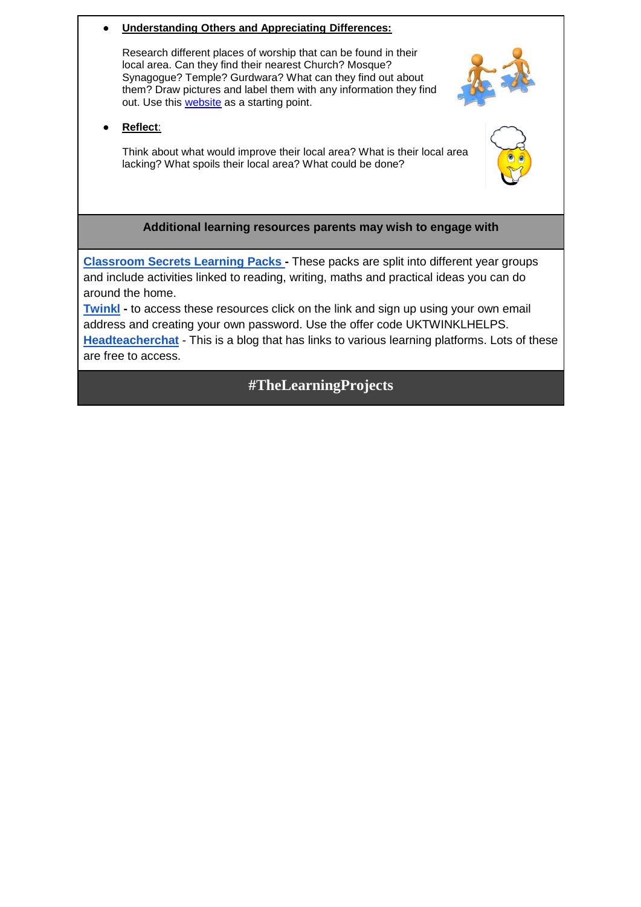- **Understanding Others and Appreciating Differences:**

  Research different places of worship that can be found in their local area. Can they find their nearest Church? Mosque? Synagogue? Temple? Gurdwara? What can they find out about them? Draw pictures and label them with any information they find out. Use this website as a starting point.

- **Reflect**:

  Think about what would improve their local area? What is their local area lacking? What spoils their local area? What could be done?

**Additional learning resources parents may wish to engage with**

**Classroom Secrets Learning Packs** - These packs are split into different year groups and include activities linked to reading, writing, maths and practical ideas you can do around the home.
**Twinkl** - to access these resources click on the link and sign up using your own email address and creating your own password. Use the offer code UKTWINKLHELPS.
**Headteacherchat** - This is a blog that has links to various learning platforms. Lots of these are free to access.

**#TheLearningProjects**